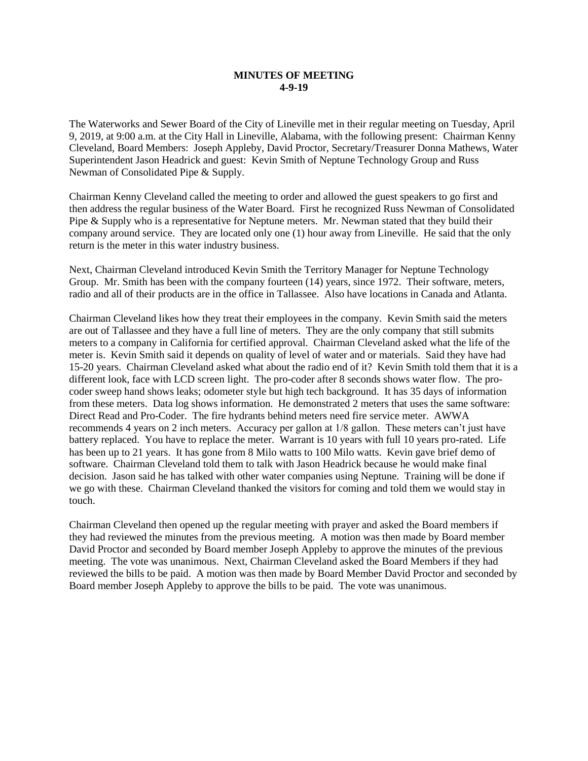**MINUTES OF MEETING**
**4-9-19**

The Waterworks and Sewer Board of the City of Lineville met in their regular meeting on Tuesday, April 9, 2019, at 9:00 a.m. at the City Hall in Lineville, Alabama, with the following present: Chairman Kenny Cleveland, Board Members: Joseph Appleby, David Proctor, Secretary/Treasurer Donna Mathews, Water Superintendent Jason Headrick and guest: Kevin Smith of Neptune Technology Group and Russ Newman of Consolidated Pipe & Supply.

Chairman Kenny Cleveland called the meeting to order and allowed the guest speakers to go first and then address the regular business of the Water Board. First he recognized Russ Newman of Consolidated Pipe & Supply who is a representative for Neptune meters. Mr. Newman stated that they build their company around service. They are located only one (1) hour away from Lineville. He said that the only return is the meter in this water industry business.

Next, Chairman Cleveland introduced Kevin Smith the Territory Manager for Neptune Technology Group. Mr. Smith has been with the company fourteen (14) years, since 1972. Their software, meters, radio and all of their products are in the office in Tallassee. Also have locations in Canada and Atlanta.

Chairman Cleveland likes how they treat their employees in the company. Kevin Smith said the meters are out of Tallassee and they have a full line of meters. They are the only company that still submits meters to a company in California for certified approval. Chairman Cleveland asked what the life of the meter is. Kevin Smith said it depends on quality of level of water and or materials. Said they have had 15-20 years. Chairman Cleveland asked what about the radio end of it? Kevin Smith told them that it is a different look, face with LCD screen light. The pro-coder after 8 seconds shows water flow. The pro-coder sweep hand shows leaks; odometer style but high tech background. It has 35 days of information from these meters. Data log shows information. He demonstrated 2 meters that uses the same software: Direct Read and Pro-Coder. The fire hydrants behind meters need fire service meter. AWWA recommends 4 years on 2 inch meters. Accuracy per gallon at 1/8 gallon. These meters can't just have battery replaced. You have to replace the meter. Warrant is 10 years with full 10 years pro-rated. Life has been up to 21 years. It has gone from 8 Milo watts to 100 Milo watts. Kevin gave brief demo of software. Chairman Cleveland told them to talk with Jason Headrick because he would make final decision. Jason said he has talked with other water companies using Neptune. Training will be done if we go with these. Chairman Cleveland thanked the visitors for coming and told them we would stay in touch.

Chairman Cleveland then opened up the regular meeting with prayer and asked the Board members if they had reviewed the minutes from the previous meeting. A motion was then made by Board member David Proctor and seconded by Board member Joseph Appleby to approve the minutes of the previous meeting. The vote was unanimous. Next, Chairman Cleveland asked the Board Members if they had reviewed the bills to be paid. A motion was then made by Board Member David Proctor and seconded by Board member Joseph Appleby to approve the bills to be paid. The vote was unanimous.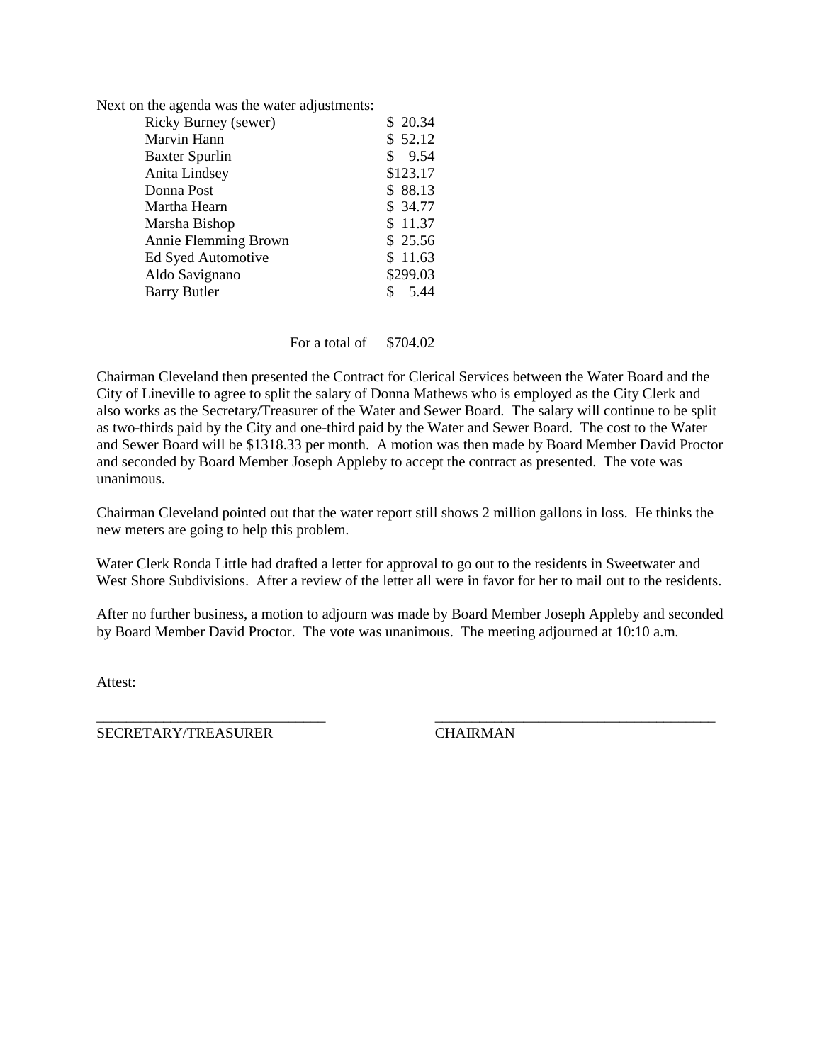Next on the agenda was the water adjustments:

| | |
|---|---|
| Ricky Burney (sewer) | $ 20.34 |
| Marvin Hann | $ 52.12 |
| Baxter Spurlin | $ 9.54 |
| Anita Lindsey | $123.17 |
| Donna Post | $ 88.13 |
| Martha Hearn | $ 34.77 |
| Marsha Bishop | $ 11.37 |
| Annie Flemming Brown | $ 25.56 |
| Ed Syed Automotive | $ 11.63 |
| Aldo Savignano | $299.03 |
| Barry Butler | $ 5.44 |
| For a total of | $704.02 |

Chairman Cleveland then presented the Contract for Clerical Services between the Water Board and the City of Lineville to agree to split the salary of Donna Mathews who is employed as the City Clerk and also works as the Secretary/Treasurer of the Water and Sewer Board. The salary will continue to be split as two-thirds paid by the City and one-third paid by the Water and Sewer Board. The cost to the Water and Sewer Board will be $1318.33 per month. A motion was then made by Board Member David Proctor and seconded by Board Member Joseph Appleby to accept the contract as presented. The vote was unanimous.

Chairman Cleveland pointed out that the water report still shows 2 million gallons in loss. He thinks the new meters are going to help this problem.

Water Clerk Ronda Little had drafted a letter for approval to go out to the residents in Sweetwater and West Shore Subdivisions. After a review of the letter all were in favor for her to mail out to the residents.

After no further business, a motion to adjourn was made by Board Member Joseph Appleby and seconded by Board Member David Proctor. The vote was unanimous. The meeting adjourned at 10:10 a.m.

Attest:

_______________________________ _______________________________________

SECRETARY/TREASURER CHAIRMAN